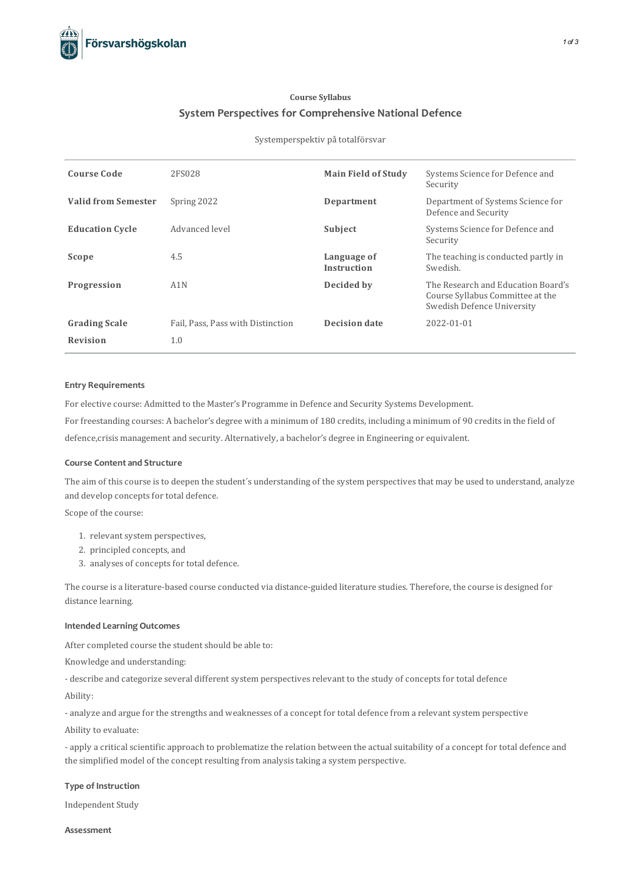Course Syllabus

# System Perspectives for Comprehensive National Defence

Systemperspektiv på totalförsvar

| | | | |
|---|---|---|---|
| **Course Code** | 2FS028 | **Main Field of Study** | Systems Science for Defence and Security |
| **Valid from Semester** | Spring 2022 | **Department** | Department of Systems Science for Defence and Security |
| **Education Cycle** | Advanced level | **Subject** | Systems Science for Defence and Security |
| **Scope** | 4.5 | **Language of Instruction** | The teaching is conducted partly in Swedish. |
| **Progression** | A1N | **Decided by** | The Research and Education Board's Course Syllabus Committee at the Swedish Defence University |
| **Grading Scale** | Fail, Pass, Pass with Distinction | **Decision date** | 2022-01-01 |
| **Revision** | 1.0 | | |

### Entry Requirements

For elective course: Admitted to the Master's Programme in Defence and Security Systems Development.

For freestanding courses: A bachelor's degree with a minimum of 180 credits, including a minimum of 90 credits in the field of defence,crisis management and security. Alternatively, a bachelor's degree in Engineering or equivalent.

### Course Content and Structure

The aim of this course is to deepen the student´s understanding of the system perspectives that may be used to understand, analyze and develop concepts for total defence.

Scope of the course:

1. relevant system perspectives,
2. principled concepts, and
3. analyses of concepts for total defence.

The course is a literature-based course conducted via distance-guided literature studies. Therefore, the course is designed for distance learning.

### Intended Learning Outcomes

After completed course the student should be able to:

Knowledge and understanding:

- describe and categorize several different system perspectives relevant to the study of concepts for total defence

Ability:

- analyze and argue for the strengths and weaknesses of a concept for total defence from a relevant system perspective

Ability to evaluate:

- apply a critical scientific approach to problematize the relation between the actual suitability of a concept for total defence and the simplified model of the concept resulting from analysis taking a system perspective.

### Type of Instruction

Independent Study

### Assessment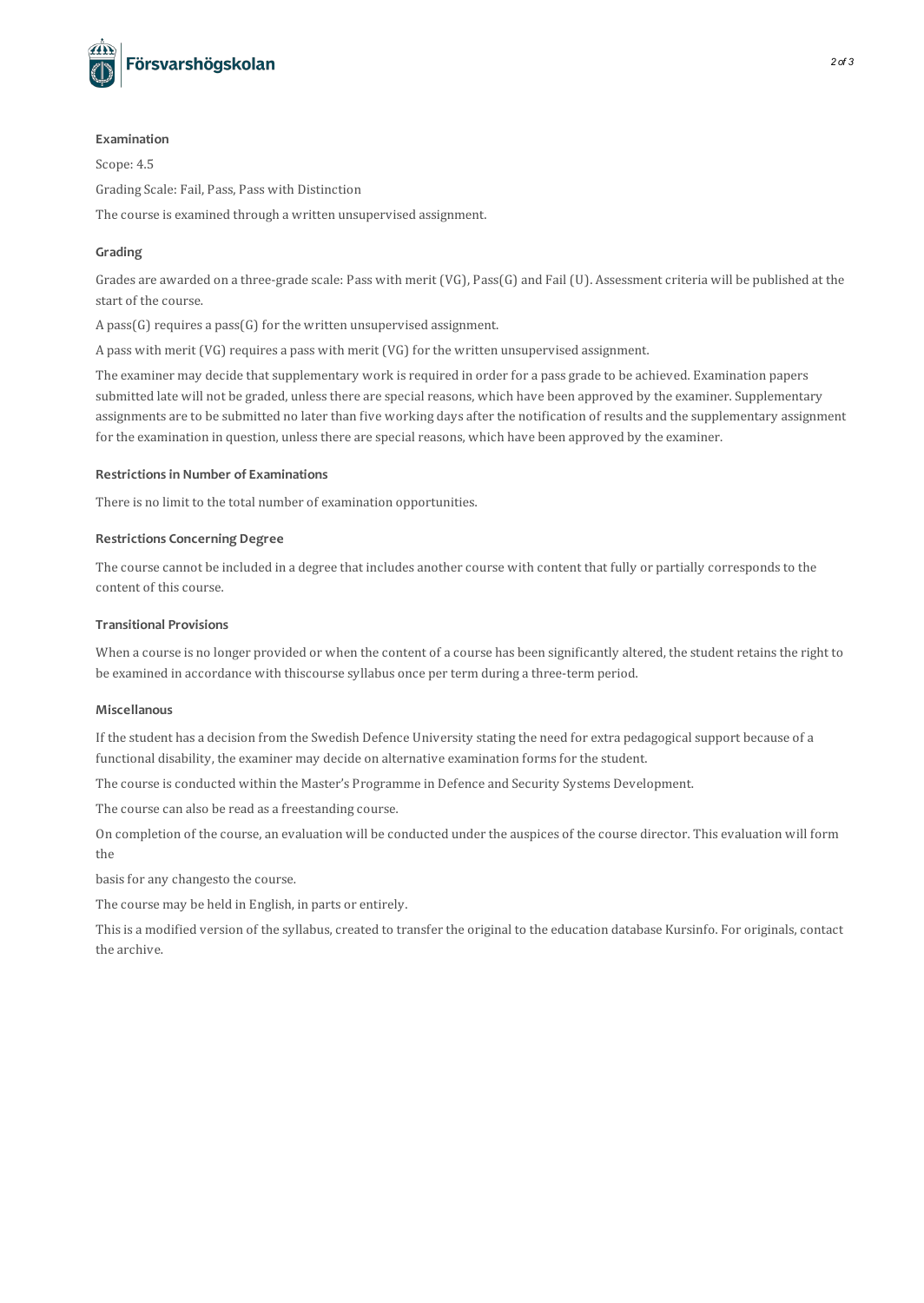### Examination

Scope: 4.5

Grading Scale: Fail, Pass, Pass with Distinction

The course is examined through a written unsupervised assignment.

### Grading

Grades are awarded on a three-grade scale: Pass with merit (VG), Pass(G) and Fail (U). Assessment criteria will be published at the start of the course.

A pass(G) requires a pass(G) for the written unsupervised assignment.

A pass with merit (VG) requires a pass with merit (VG) for the written unsupervised assignment.

The examiner may decide that supplementary work is required in order for a pass grade to be achieved. Examination papers submitted late will not be graded, unless there are special reasons, which have been approved by the examiner. Supplementary assignments are to be submitted no later than five working days after the notification of results and the supplementary assignment for the examination in question, unless there are special reasons, which have been approved by the examiner.

### Restrictions in Number of Examinations

There is no limit to the total number of examination opportunities.

### Restrictions Concerning Degree

The course cannot be included in a degree that includes another course with content that fully or partially corresponds to the content of this course.

### Transitional Provisions

When a course is no longer provided or when the content of a course has been significantly altered, the student retains the right to be examined in accordance with thiscourse syllabus once per term during a three-term period.

### Miscellanous

If the student has a decision from the Swedish Defence University stating the need for extra pedagogical support because of a functional disability, the examiner may decide on alternative examination forms for the student.

The course is conducted within the Master's Programme in Defence and Security Systems Development.

The course can also be read as a freestanding course.

On completion of the course, an evaluation will be conducted under the auspices of the course director. This evaluation will form the

basis for any changesto the course.

The course may be held in English, in parts or entirely.

This is a modified version of the syllabus, created to transfer the original to the education database Kursinfo. For originals, contact the archive.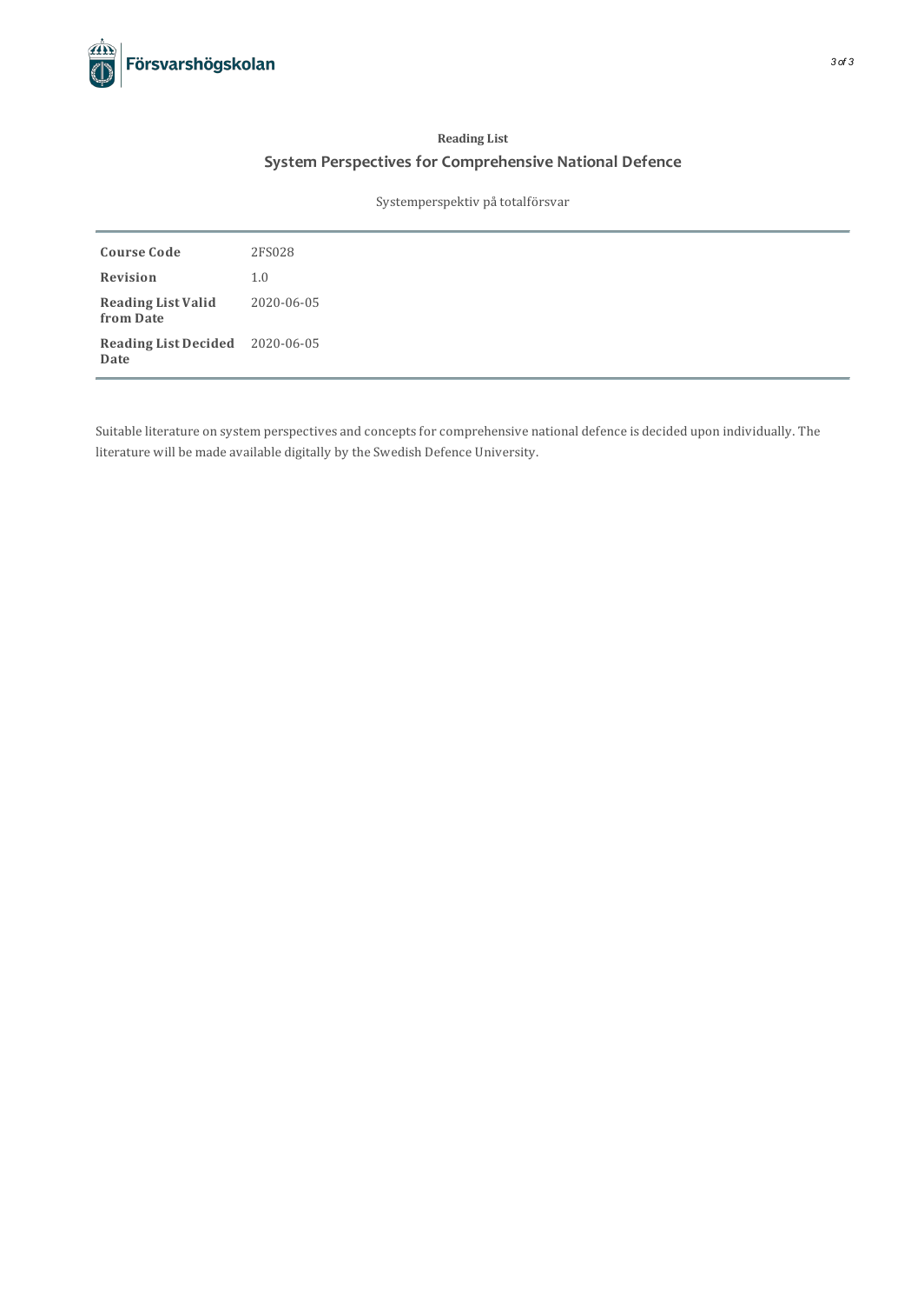**Reading List**

# System Perspectives for Comprehensive National Defence

Systemperspektiv på totalförsvar

| | |
|---|---|
| **Course Code** | 2FS028 |
| **Revision** | 1.0 |
| **Reading List Valid from Date** | 2020-06-05 |
| **Reading List Decided Date** | 2020-06-05 |

Suitable literature on system perspectives and concepts for comprehensive national defence is decided upon individually. The literature will be made available digitally by the Swedish Defence University.